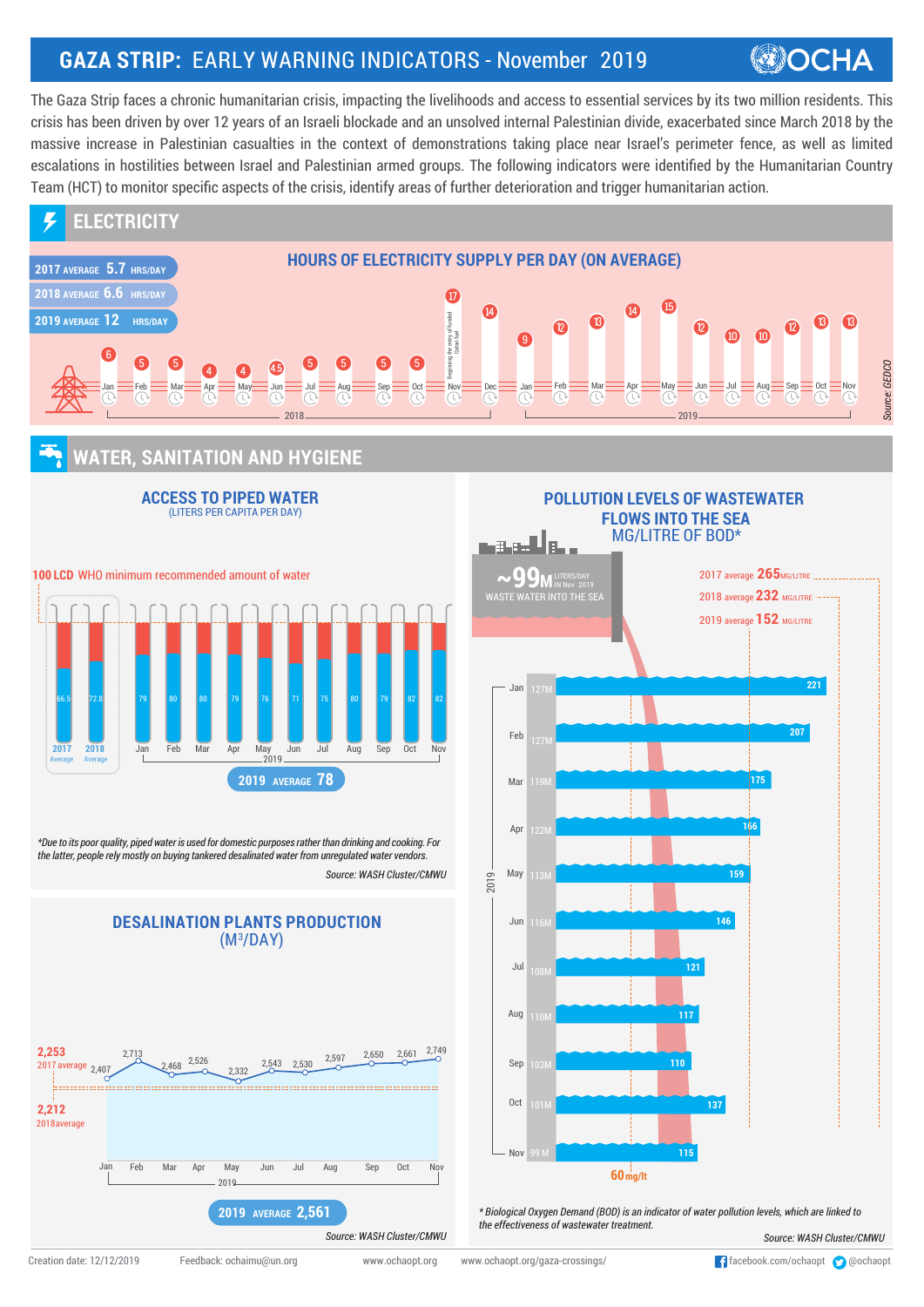# GAZA STRIP: EARLY WARNING INDICATORS - November 2019

OCHA

The Gaza Strip faces a chronic humanitarian crisis, impacting the livelihoods and access to essential services by its two million residents. This crisis has been driven by over 12 years of an Israeli blockade and an unsolved internal Palestinian divide, exacerbated since March 2018 by the massive increase in Palestinian casualties in the context of demonstrations taking place near Israel's perimeter fence, as well as limited escalations in hostilities between Israel and Palestinian armed groups. The following indicators were identified by the Humanitarian Country Team (HCT) to monitor specific aspects of the crisis, identify areas of further deterioration and trigger humanitarian action.

## ELECTRICITY

### HOURS OF ELECTRICITY SUPPLY PER DAY (ON AVERAGE)

- 2017 AVERAGE 5.7 HRS/DAY
- 2018 AVERAGE 6.6 HRS/DAY
- 2019 AVERAGE 12 HRS/DAY

| Year | Jan | Feb | Mar | Apr | May | Jun | Jul | Aug | Sep | Oct | Nov | Dec |
|---|---|---|---|---|---|---|---|---|---|---|---|---|
| 2018 | 6 | 5 | 5 | 4 | 4 | 4.5 | 5 | 5 | 5 | 5 | 17 | 14 |
| 2019 | 9 | 12 | 13 | 14 | 15 | 12 | 10 | 10 | 12 | 13 | 13 | |

Beginning the entry of funded Qatari fuel (Nov 2018)

Source: GEDCO

## WATER, SANITATION AND HYGIENE

### ACCESS TO PIPED WATER
(LITERS PER CAPITA PER DAY)

100 LCD WHO minimum recommended amount of water

| 2017 Average | 2018 Average | Jan | Feb | Mar | Apr | May | Jun | Jul | Aug | Sep | Oct | Nov |
|---|---|---|---|---|---|---|---|---|---|---|---|---|
| 66.5 | 72.8 | 79 | 80 | 80 | 79 | 76 | 71 | 75 | 80 | 79 | 82 | 82 |

2019 AVERAGE 78

*Due to its poor quality, piped water is used for domestic purposes rather than drinking and cooking. For the latter, people rely mostly on buying tankered desalinated water from unregulated water vendors.

Source: WASH Cluster/CMWU

### DESALINATION PLANTS PRODUCTION
(M³/DAY)

2,253 2017 average
2,212 2018average

| Jan | Feb | Mar | Apr | May | Jun | Jul | Aug | Sep | Oct | Nov |
|---|---|---|---|---|---|---|---|---|---|---|
| 2,407 | 2,713 | 2,468 | 2,526 | 2,332 | 2,543 | 2,530 | 2,597 | 2,650 | 2,661 | 2,749 |

2019 AVERAGE 2,561

Source: WASH Cluster/CMWU

### POLLUTION LEVELS OF WASTEWATER FLOWS INTO THE SEA
MG/LITRE OF BOD*

~99M LITERS/DAY IN Nov 2019 WASTE WATER INTO THE SEA

- 2017 average 265 MG/LITRE
- 2018 average 232 MG/LITRE
- 2019 average 152 MG/LITRE

| 2019 | Wastewater (liters/day) | BOD (mg/litre) |
|---|---|---|
| Jan | 127M | 221 |
| Feb | 127M | 207 |
| Mar | 119M | 175 |
| Apr | 122M | 166 |
| May | 113M | 159 |
| Jun | 116M | 146 |
| Jul | 108M | 121 |
| Aug | 110M | 117 |
| Sep | 103M | 110 |
| Oct | 101M | 137 |
| Nov | 99 M | 115 |

60mg/lt

* Biological Oxygen Demand (BOD) is an indicator of water pollution levels, which are linked to the effectiveness of wastewater treatment.

Source: WASH Cluster/CMWU

Creation date: 12/12/2019 Feedback: ochaimu@un.org www.ochaopt.org www.ochaopt.org/gaza-crossings/ facebook.com/ochaopt @ochaopt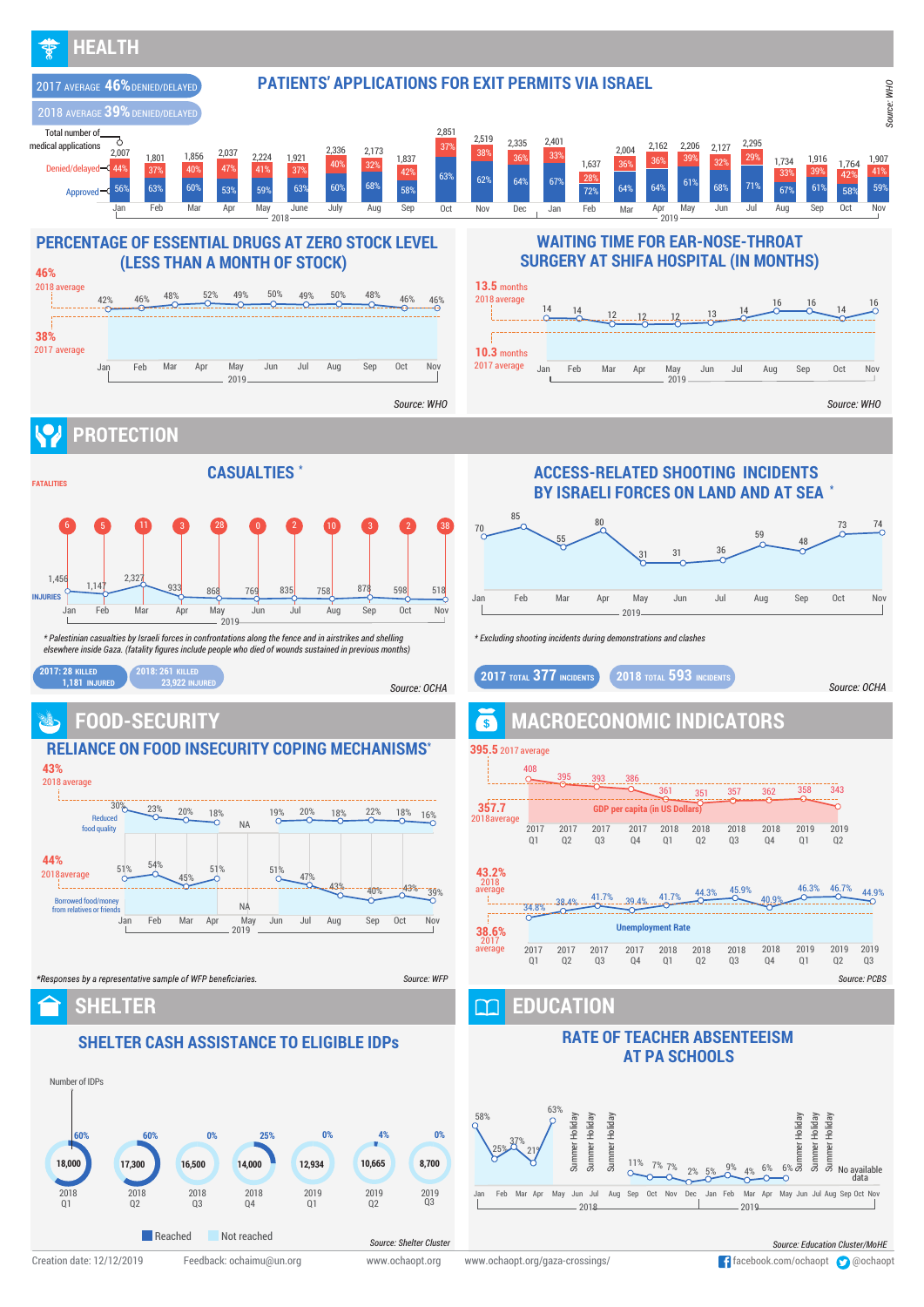# HEALTH

2017 AVERAGE 46% DENIED/DELAYED

2018 AVERAGE 39% DENIED/DELAYED

## PATIENTS' APPLICATIONS FOR EXIT PERMITS VIA ISRAEL

Source: WHO

Total number of medical applications
Denied/delayed
Approved

2,007 44% 56% Jan
1,801 37% 63% Feb
1,856 40% 60% Mar
2,037 47% 53% Apr
2,224 41% 59% May
1,921 37% 63% June
2,336 40% 60% July
2,173 32% 68% Aug
1,837 42% 58% Sep
2,851 37% 63% Oct
2,519 38% 62% Nov
2,335 36% 64% Dec
2018
2,401 33% 67% Jan
1,637 28% 72% Feb
2,004 36% 64% Mar
2,162 36% 64% Apr
2,206 39% 61% May
2,127 32% 68% Jun
2,295 29% 71% Jul
1,734 33% 67% Aug
1,916 39% 61% Sep
1,764 42% 58% Oct
1,907 41% 59% Nov
2019

## PERCENTAGE OF ESSENTIAL DRUGS AT ZERO STOCK LEVEL (LESS THAN A MONTH OF STOCK)

46% 2018 average
38% 2017 average

42% Jan
46% Feb
48% Mar
52% Apr
49% May
50% Jun
49% Jul
50% Aug
48% Sep
46% Oct
46% Nov
2019

Source: WHO

## WAITING TIME FOR EAR-NOSE-THROAT SURGERY AT SHIFA HOSPITAL (IN MONTHS)

13.5 months 2018 average
10.3 months 2017 average

14 Jan
14 Feb
12 Mar
12 Apr
12 May
13 Jun
14 Jul
16 Aug
16 Sep
14 Oct
16 Nov
2019

Source: WHO

# PROTECTION

## CASUALTIES *

FATALITIES
6 Jan
5 Feb
11 Mar
3 Apr
28 May
0 Jun
2 Jul
10 Aug
3 Sep
2 Oct
38 Nov

INJURIES
1,456 Jan
1,147 Feb
2,327 Mar
933 Apr
868 May
769 Jun
835 Jul
758 Aug
878 Sep
598 Oct
518 Nov
2019

*Palestinian casualties by Israeli forces in confrontations along the fence and in airstrikes and shelling elsewhere inside Gaza. (fatality figures include people who died of wounds sustained in previous months)*

2017: 28 KILLED 1,181 INJURED

2018: 261 KILLED 23,922 INJURED

Source: OCHA

## ACCESS-RELATED SHOOTING INCIDENTS BY ISRAELI FORCES ON LAND AND AT SEA *

70 Jan
85 Feb
55 Mar
80 Apr
31 May
31 Jun
36 Jul
59 Aug
48 Sep
73 Oct
74 Nov
2019

*Excluding shooting incidents during demonstrations and clashes*

2017 TOTAL 377 INCIDENTS

2018 TOTAL 593 INCIDENTS

Source: OCHA

# FOOD-SECURITY

## RELIANCE ON FOOD INSECURITY COPING MECHANISMS*

43% 2018 average
Reduced food quality
30% Jan
23% Feb
20% Mar
18% Apr
NA May
19% Jun
20% Jul
18% Aug
22% Sep
18% Oct
16% Nov

44% 2018 average
Borrowed food/money from relatives or friends
51% Jan
54% Feb
45% Mar
51% Apr
NA May
51% Jun
47% Jul
43% Aug
40% Sep
43% Oct
39% Nov
2019

*Responses by a representative sample of WFP beneficiaries.*

Source: WFP

# MACROECONOMIC INDICATORS

395.5 2017 average
357.7 2018 average

GDP per capita (in US Dollars)
408 2017 Q1
395 2017 Q2
393 2017 Q3
386 2017 Q4
361 2018 Q1
351 2018 Q2
357 2018 Q3
362 2018 Q4
358 2019 Q1
343 2019 Q2

43.2% 2018 average
38.6% 2017 average

Unemployment Rate
34.8% 2017 Q1
38.4% 2017 Q2
41.7% 2017 Q3
39.4% 2017 Q4
41.7% 2018 Q1
44.3% 2018 Q2
45.9% 2018 Q3
40.9% 2018 Q4
46.3% 2019 Q1
46.7% 2019 Q2
44.9% 2019 Q3

Source: PCBS

# SHELTER

## SHELTER CASH ASSISTANCE TO ELIGIBLE IDPs

Number of IDPs

18,000 60% 2018 Q1
17,300 60% 2018 Q2
16,500 0% 2018 Q3
14,000 25% 2018 Q4
12,934 0% 2019 Q1
10,665 4% 2019 Q2
8,700 0% 2019 Q3

Reached
Not reached

Source: Shelter Cluster

# EDUCATION

## RATE OF TEACHER ABSENTEEISM AT PA SCHOOLS

58% Jan
25% Feb
37% Mar
21% Apr
63% May
Summer Holiday Jun
Summer Holiday Jul
Summer Holiday Aug
11% Sep
7% Oct
7% Nov
2% Dec
2018
5% Jan
9% Feb
4% Mar
6% Apr
6% May
Summer Holiday Jun
Summer Holiday Jul
Summer Holiday Aug
No available data Sep Oct Nov
2019

Source: Education Cluster/MoHE

Creation date: 12/12/2019 Feedback: ochaimu@un.org www.ochaopt.org www.ochaopt.org/gaza-crossings/ facebook.com/ochaopt @ochaopt